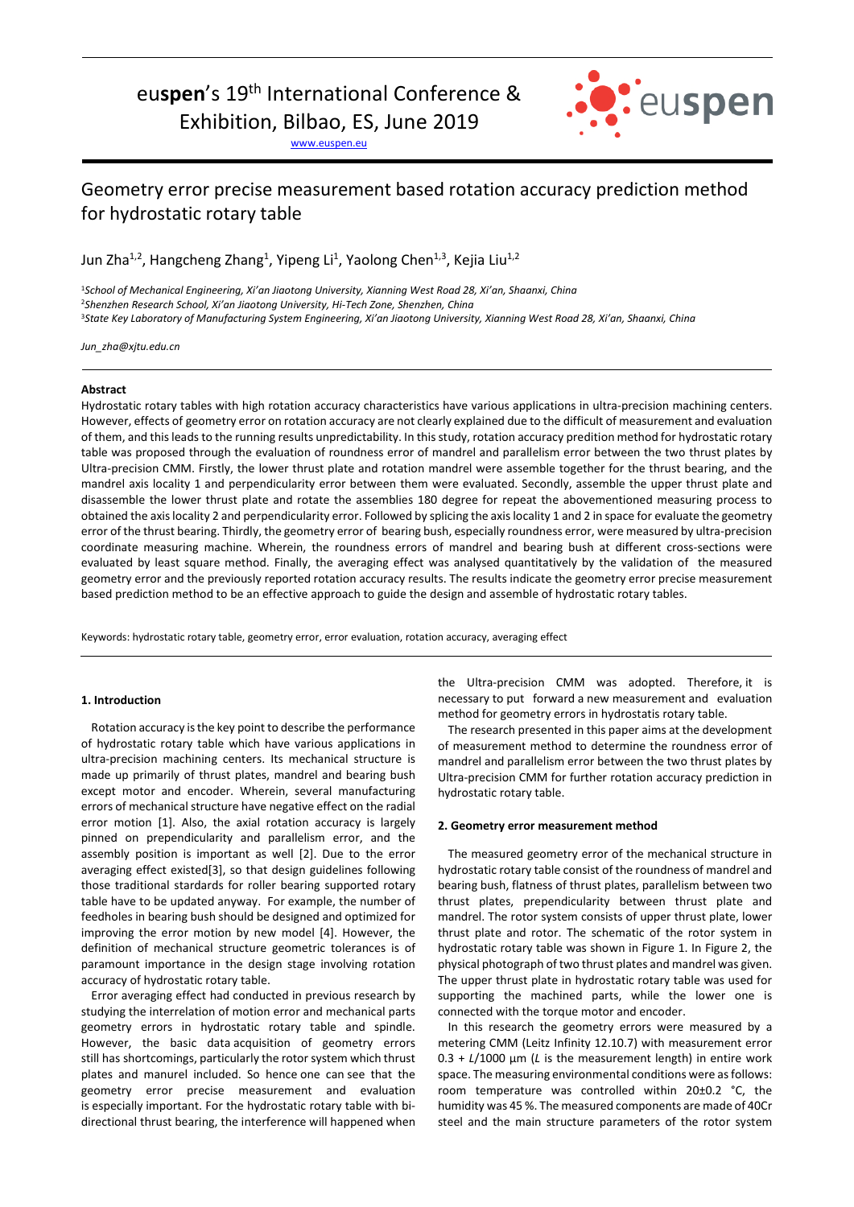euspen's 19th International Conference & Exhibition, Bilbao, ES, June 2019

www.euspen.eu

# Geometry error precise measurement based rotation accuracy prediction method for hydrostatic rotary table

Jun Zha[1,2], Hangcheng Zhang[1], Yipeng Li[1], Yaolong Chen[1,3], Kejia Liu[1,2]

[1] *School of Mechanical Engineering, Xi'an Jiaotong University, Xianning West Road 28, Xi'an, Shaanxi, China*
[2] *Shenzhen Research School, Xi'an Jiaotong University, Hi-Tech Zone, Shenzhen, China*
[3] *State Key Laboratory of Manufacturing System Engineering, Xi'an Jiaotong University, Xianning West Road 28, Xi'an, Shaanxi, China*

*Jun_zha@xjtu.edu.cn*

### Abstract

Hydrostatic rotary tables with high rotation accuracy characteristics have various applications in ultra-precision machining centers. However, effects of geometry error on rotation accuracy are not clearly explained due to the difficult of measurement and evaluation of them, and this leads to the running results unpredictability. In this study, rotation accuracy predition method for hydrostatic rotary table was proposed through the evaluation of roundness error of mandrel and parallelism error between the two thrust plates by Ultra-precision CMM. Firstly, the lower thrust plate and rotation mandrel were assemble together for the thrust bearing, and the mandrel axis locality 1 and perpendicularity error between them were evaluated. Secondly, assemble the upper thrust plate and disassemble the lower thrust plate and rotate the assemblies 180 degree for repeat the abovementioned measuring process to obtained the axis locality 2 and perpendicularity error. Followed by splicing the axis locality 1 and 2 in space for evaluate the geometry error of the thrust bearing. Thirdly, the geometry error of bearing bush, especially roundness error, were measured by ultra-precision coordinate measuring machine. Wherein, the roundness errors of mandrel and bearing bush at different cross-sections were evaluated by least square method. Finally, the averaging effect was analysed quantitatively by the validation of the measured geometry error and the previously reported rotation accuracy results. The results indicate the geometry error precise measurement based prediction method to be an effective approach to guide the design and assemble of hydrostatic rotary tables.

Keywords: hydrostatic rotary table, geometry error, error evaluation, rotation accuracy, averaging effect

### 1. Introduction

Rotation accuracy is the key point to describe the performance of hydrostatic rotary table which have various applications in ultra-precision machining centers. Its mechanical structure is made up primarily of thrust plates, mandrel and bearing bush except motor and encoder. Wherein, several manufacturing errors of mechanical structure have negative effect on the radial error motion [1]. Also, the axial rotation accuracy is largely pinned on prependicularity and parallelism error, and the assembly position is important as well [2]. Due to the error averaging effect existed[3], so that design guidelines following those traditional stardards for roller bearing supported rotary table have to be updated anyway. For example, the number of feedholes in bearing bush should be designed and optimized for improving the error motion by new model [4]. However, the definition of mechanical structure geometric tolerances is of paramount importance in the design stage involving rotation accuracy of hydrostatic rotary table.

Error averaging effect had conducted in previous research by studying the interrelation of motion error and mechanical parts geometry errors in hydrostatic rotary table and spindle. However, the basic data acquisition of geometry errors still has shortcomings, particularly the rotor system which thrust plates and manurel included. So hence one can see that the geometry error precise measurement and evaluation is especially important. For the hydrostatic rotary table with bi-directional thrust bearing, the interference will happened when the Ultra-precision CMM was adopted. Therefore, it is necessary to put forward a new measurement and evaluation method for geometry errors in hydrostatis rotary table.

The research presented in this paper aims at the development of measurement method to determine the roundness error of mandrel and parallelism error between the two thrust plates by Ultra-precision CMM for further rotation accuracy prediction in hydrostatic rotary table.

### 2. Geometry error measurement method

The measured geometry error of the mechanical structure in hydrostatic rotary table consist of the roundness of mandrel and bearing bush, flatness of thrust plates, parallelism between two thrust plates, prependicularity between thrust plate and mandrel. The rotor system consists of upper thrust plate, lower thrust plate and rotor. The schematic of the rotor system in hydrostatic rotary table was shown in Figure 1. In Figure 2, the physical photograph of two thrust plates and mandrel was given. The upper thrust plate in hydrostatic rotary table was used for supporting the machined parts, while the lower one is connected with the torque motor and encoder.

In this research the geometry errors were measured by a metering CMM (Leitz Infinity 12.10.7) with measurement error 0.3 + $L$/1000 µm ($L$ is the measurement length) in entire work space. The measuring environmental conditions were as follows: room temperature was controlled within 20±0.2 °C, the humidity was 45 %. The measured components are made of 40Cr steel and the main structure parameters of the rotor system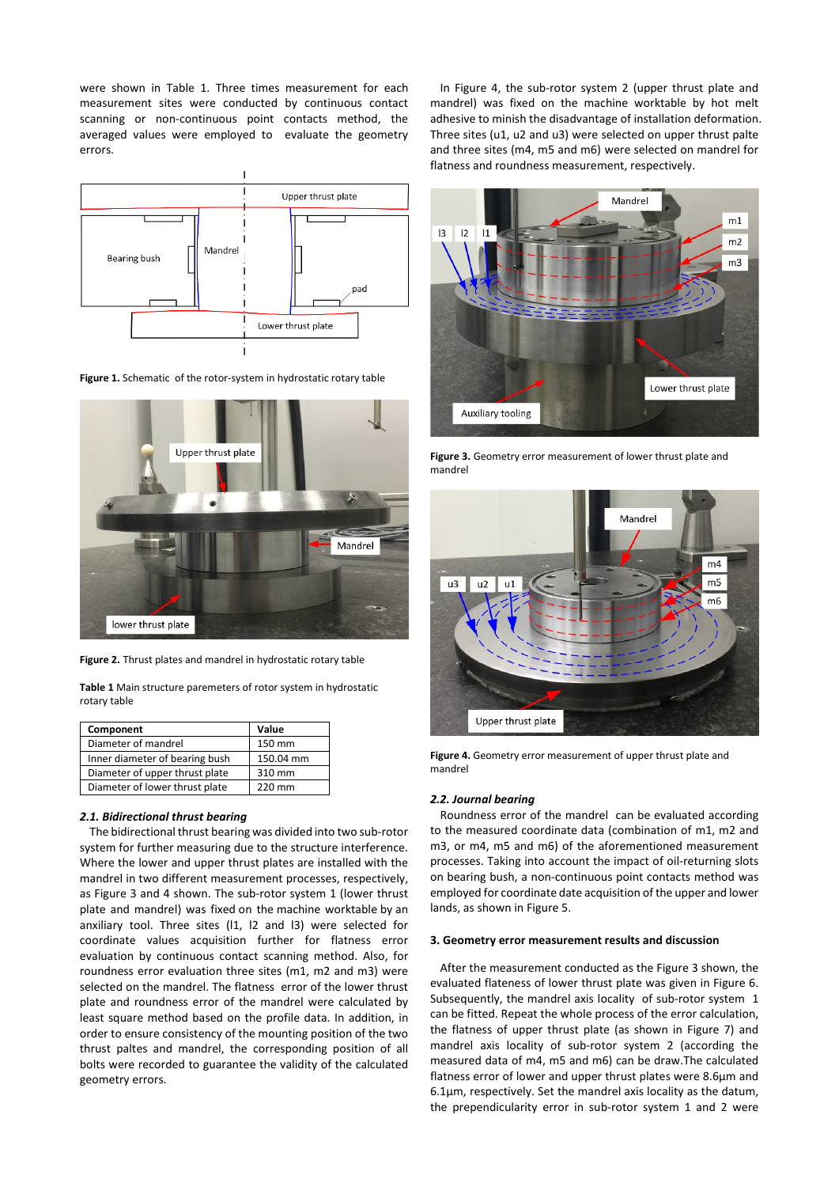were shown in Table 1. Three times measurement for each measurement sites were conducted by continuous contact scanning or non-continuous point contacts method, the averaged values were employed to evaluate the geometry errors.

**Figure 1.** Schematic of the rotor-system in hydrostatic rotary table

**Figure 2.** Thrust plates and mandrel in hydrostatic rotary table

**Table 1** Main structure paremeters of rotor system in hydrostatic rotary table

| Component | Value |
|---|---|
| Diameter of mandrel | 150 mm |
| Inner diameter of bearing bush | 150.04 mm |
| Diameter of upper thrust plate | 310 mm |
| Diameter of lower thrust plate | 220 mm |

### *2.1. Bidirectional thrust bearing*

The bidirectional thrust bearing was divided into two sub-rotor system for further measuring due to the structure interference. Where the lower and upper thrust plates are installed with the mandrel in two different measurement processes, respectively, as Figure 3 and 4 shown. The sub-rotor system 1 (lower thrust plate and mandrel) was fixed on the machine worktable by an anxiliary tool. Three sites (l1, l2 and l3) were selected for coordinate values acquisition further for flatness error evaluation by continuous contact scanning method. Also, for roundness error evaluation three sites (m1, m2 and m3) were selected on the mandrel. The flatness error of the lower thrust plate and roundness error of the mandrel were calculated by least square method based on the profile data. In addition, in order to ensure consistency of the mounting position of the two thrust paltes and mandrel, the corresponding position of all bolts were recorded to guarantee the validity of the calculated geometry errors.

In Figure 4, the sub-rotor system 2 (upper thrust plate and mandrel) was fixed on the machine worktable by hot melt adhesive to minish the disadvantage of installation deformation. Three sites (u1, u2 and u3) were selected on upper thrust palte and three sites (m4, m5 and m6) were selected on mandrel for flatness and roundness measurement, respectively.

**Figure 3.** Geometry error measurement of lower thrust plate and mandrel

**Figure 4.** Geometry error measurement of upper thrust plate and mandrel

### *2.2. Journal bearing*

Roundness error of the mandrel can be evaluated according to the measured coordinate data (combination of m1, m2 and m3, or m4, m5 and m6) of the aforementioned measurement processes. Taking into account the impact of oil-returning slots on bearing bush, a non-continuous point contacts method was employed for coordinate date acquisition of the upper and lower lands, as shown in Figure 5.

## 3. Geometry error measurement results and discussion

After the measurement conducted as the Figure 3 shown, the evaluated flateness of lower thrust plate was given in Figure 6. Subsequently, the mandrel axis locality of sub-rotor system 1 can be fitted. Repeat the whole process of the error calculation, the flatness of upper thrust plate (as shown in Figure 7) and mandrel axis locality of sub-rotor system 2 (according the measured data of m4, m5 and m6) can be draw.The calculated flatness error of lower and upper thrust plates were 8.6µm and 6.1µm, respectively. Set the mandrel axis locality as the datum, the prependicularity error in sub-rotor system 1 and 2 were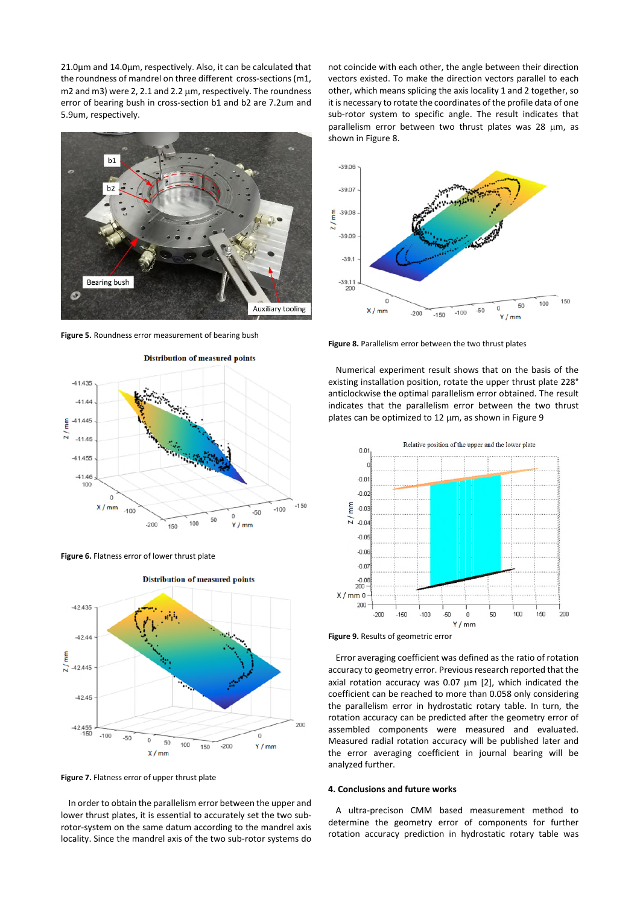21.0μm and 14.0μm, respectively. Also, it can be calculated that the roundness of mandrel on three different cross-sections (m1, m2 and m3) were 2, 2.1 and 2.2 μm, respectively. The roundness error of bearing bush in cross-section b1 and b2 are 7.2um and 5.9um, respectively.

**Figure 5.** Roundness error measurement of bearing bush

**Figure 6.** Flatness error of lower thrust plate

**Figure 7.** Flatness error of upper thrust plate

In order to obtain the parallelism error between the upper and lower thrust plates, it is essential to accurately set the two sub-rotor-system on the same datum according to the mandrel axis locality. Since the mandrel axis of the two sub-rotor systems do not coincide with each other, the angle between their direction vectors existed. To make the direction vectors parallel to each other, which means splicing the axis locality 1 and 2 together, so it is necessary to rotate the coordinates of the profile data of one sub-rotor system to specific angle. The result indicates that parallelism error between two thrust plates was 28 μm, as shown in Figure 8.

**Figure 8.** Parallelism error between the two thrust plates

Numerical experiment result shows that on the basis of the existing installation position, rotate the upper thrust plate 228° anticlockwise the optimal parallelism error obtained. The result indicates that the parallelism error between the two thrust plates can be optimized to 12 μm, as shown in Figure 9

**Figure 9.** Results of geometric error

Error averaging coefficient was defined as the ratio of rotation accuracy to geometry error. Previous research reported that the axial rotation accuracy was 0.07 μm [2], which indicated the coefficient can be reached to more than 0.058 only considering the parallelism error in hydrostatic rotary table. In turn, the rotation accuracy can be predicted after the geometry error of assembled components were measured and evaluated. Measured radial rotation accuracy will be published later and the error averaging coefficient in journal bearing will be analyzed further.

## 4. Conclusions and future works

A ultra-precison CMM based measurement method to determine the geometry error of components for further rotation accuracy prediction in hydrostatic rotary table was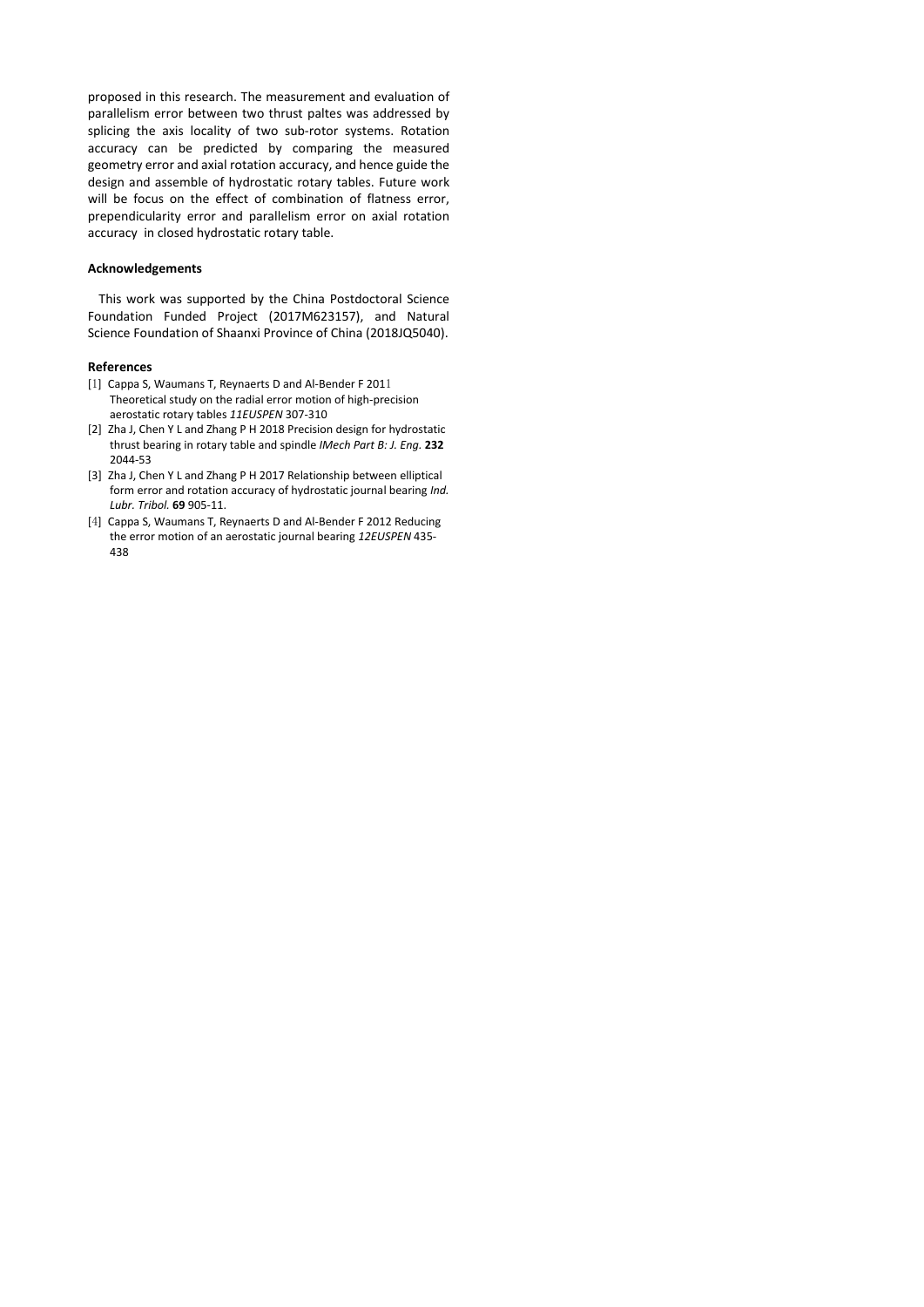proposed in this research. The measurement and evaluation of parallelism error between two thrust paltes was addressed by splicing the axis locality of two sub-rotor systems. Rotation accuracy can be predicted by comparing the measured geometry error and axial rotation accuracy, and hence guide the design and assemble of hydrostatic rotary tables. Future work will be focus on the effect of combination of flatness error, prependicularity error and parallelism error on axial rotation accuracy in closed hydrostatic rotary table.

### Acknowledgements

This work was supported by the China Postdoctoral Science Foundation Funded Project (2017M623157), and Natural Science Foundation of Shaanxi Province of China (2018JQ5040).

### References

[1] Cappa S, Waumans T, Reynaerts D and Al-Bender F 2011 Theoretical study on the radial error motion of high-precision aerostatic rotary tables *11EUSPEN* 307-310

[2] Zha J, Chen Y L and Zhang P H 2018 Precision design for hydrostatic thrust bearing in rotary table and spindle *IMech Part B: J. Eng.* **232** 2044-53

[3] Zha J, Chen Y L and Zhang P H 2017 Relationship between elliptical form error and rotation accuracy of hydrostatic journal bearing *Ind. Lubr. Tribol.* **69** 905-11.

[4] Cappa S, Waumans T, Reynaerts D and Al-Bender F 2012 Reducing the error motion of an aerostatic journal bearing *12EUSPEN* 435-438